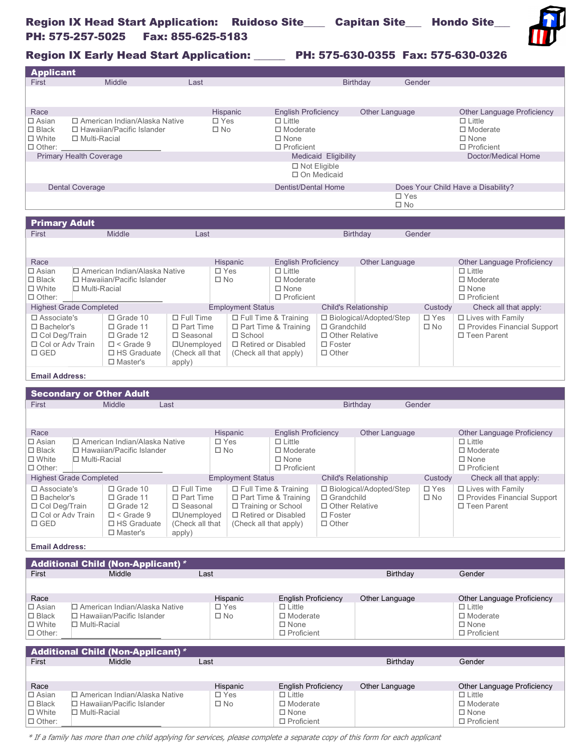**Region IX Head Start Application: Ruidoso Site\_\_\_\_ Capitan Site\_\_\_ Hondo Site\_\_\_**
**PH: 575-257-5025 Fax: 855-625-5183**

**Region IX Early Head Start Application: \_\_\_\_\_\_ PH: 575-630-0355 Fax: 575-630-0326**

## Applicant

| First | Middle | Last | Birthday | Gender |
|---|---|---|---|---|
| | | | | |

| Race | | Hispanic | English Proficiency | Other Language | Other Language Proficiency |
|---|---|---|---|---|---|
| ☐ Asian<br>☐ Black<br>☐ White<br>☐ Other: \_\_\_\_\_\_ | ☐ American Indian/Alaska Native<br>☐ Hawaiian/Pacific Islander<br>☐ Multi-Racial | ☐ Yes<br>☐ No | ☐ Little<br>☐ Moderate<br>☐ None<br>☐ Proficient | | ☐ Little<br>☐ Moderate<br>☐ None<br>☐ Proficient |

| Primary Health Coverage | Medicaid Eligibility | Doctor/Medical Home |
|---|---|---|
| | ☐ Not Eligible<br>☐ On Medicaid | |

| Dental Coverage | Dentist/Dental Home | Does Your Child Have a Disability? |
|---|---|---|
| | | ☐ Yes<br>☐ No |

## Primary Adult

| First | Middle | Last | Birthday | Gender |
|---|---|---|---|---|
| | | | | |

| Race | | Hispanic | English Proficiency | Other Language | Other Language Proficiency |
|---|---|---|---|---|---|
| ☐ Asian<br>☐ Black<br>☐ White<br>☐ Other: \_\_\_\_\_\_ | ☐ American Indian/Alaska Native<br>☐ Hawaiian/Pacific Islander<br>☐ Multi-Racial | ☐ Yes<br>☐ No | ☐ Little<br>☐ Moderate<br>☐ None<br>☐ Proficient | | ☐ Little<br>☐ Moderate<br>☐ None<br>☐ Proficient |

| Highest Grade Completed | | Employment Status | | Child's Relationship | Custody | Check all that apply: |
|---|---|---|---|---|---|---|
| ☐ Associate's<br>☐ Bachelor's<br>☐ Col Deg/Train<br>☐ Col or Adv Train<br>☐ GED | ☐ Grade 10<br>☐ Grade 11<br>☐ Grade 12<br>☐ < Grade 9<br>☐ HS Graduate<br>☐ Master's | ☐ Full Time<br>☐ Part Time<br>☐ Seasonal<br>☐Unemployed<br>(Check all that apply) | ☐ Full Time & Training<br>☐ Part Time & Training<br>☐ School<br>☐ Retired or Disabled<br>(Check all that apply) | ☐ Biological/Adopted/Step<br>☐ Grandchild<br>☐ Other Relative<br>☐ Foster<br>☐ Other | ☐ Yes<br>☐ No | ☐ Lives with Family<br>☐ Provides Financial Support<br>☐ Teen Parent |

**Email Address:**

## Secondary or Other Adult

| First | Middle | Last | Birthday | Gender |
|---|---|---|---|---|
| | | | | |

| Race | | Hispanic | English Proficiency | Other Language | Other Language Proficiency |
|---|---|---|---|---|---|
| ☐ Asian<br>☐ Black<br>☐ White<br>☐ Other: \_\_\_\_\_\_ | ☐ American Indian/Alaska Native<br>☐ Hawaiian/Pacific Islander<br>☐ Multi-Racial | ☐ Yes<br>☐ No | ☐ Little<br>☐ Moderate<br>☐ None<br>☐ Proficient | | ☐ Little<br>☐ Moderate<br>☐ None<br>☐ Proficient |

| Highest Grade Completed | | Employment Status | | Child's Relationship | Custody | Check all that apply: |
|---|---|---|---|---|---|---|
| ☐ Associate's<br>☐ Bachelor's<br>☐ Col Deg/Train<br>☐ Col or Adv Train<br>☐ GED | ☐ Grade 10<br>☐ Grade 11<br>☐ Grade 12<br>☐ < Grade 9<br>☐ HS Graduate<br>☐ Master's | ☐ Full Time<br>☐ Part Time<br>☐ Seasonal<br>☐Unemployed<br>(Check all that apply) | ☐ Full Time & Training<br>☐ Part Time & Training<br>☐ Training or School<br>☐ Retired or Disabled<br>(Check all that apply) | ☐ Biological/Adopted/Step<br>☐ Grandchild<br>☐ Other Relative<br>☐ Foster<br>☐ Other | ☐ Yes<br>☐ No | ☐ Lives with Family<br>☐ Provides Financial Support<br>☐ Teen Parent |

**Email Address:**

## Additional Child (Non-Applicant) *

| First | Middle | Last | Birthday | Gender |
|---|---|---|---|---|
| | | | | |

| Race | | Hispanic | English Proficiency | Other Language | Other Language Proficiency |
|---|---|---|---|---|---|
| ☐ Asian<br>☐ Black<br>☐ White<br>☐ Other: \_\_\_\_\_\_ | ☐ American Indian/Alaska Native<br>☐ Hawaiian/Pacific Islander<br>☐ Multi-Racial | ☐ Yes<br>☐ No | ☐ Little<br>☐ Moderate<br>☐ None<br>☐ Proficient | | ☐ Little<br>☐ Moderate<br>☐ None<br>☐ Proficient |

## Additional Child (Non-Applicant) *

| First | Middle | Last | Birthday | Gender |
|---|---|---|---|---|
| | | | | |

| Race | | Hispanic | English Proficiency | Other Language | Other Language Proficiency |
|---|---|---|---|---|---|
| ☐ Asian<br>☐ Black<br>☐ White<br>☐ Other: \_\_\_\_\_\_ | ☐ American Indian/Alaska Native<br>☐ Hawaiian/Pacific Islander<br>☐ Multi-Racial | ☐ Yes<br>☐ No | ☐ Little<br>☐ Moderate<br>☐ None<br>☐ Proficient | | ☐ Little<br>☐ Moderate<br>☐ None<br>☐ Proficient |

*\* If a family has more than one child applying for services, please complete a separate copy of this form for each applicant*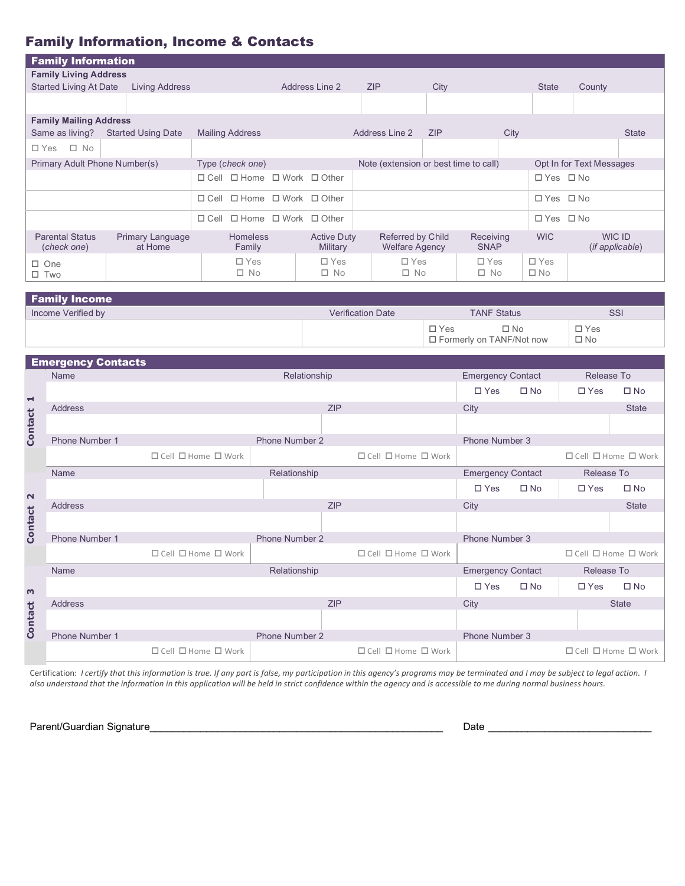# Family Information, Income & Contacts

## Family Information

**Family Living Address**

| Started Living At Date | Living Address | Address Line 2 | ZIP | City | State | County |
|---|---|---|---|---|---|---|
| | | | | | | |

**Family Mailing Address**

| Same as living? | Started Using Date | Mailing Address | Address Line 2 | ZIP | City | State |
|---|---|---|---|---|---|---|
| ☐ Yes ☐ No | | | | | | |

| Primary Adult Phone Number(s) | Type (*check one*) | Note (extension or best time to call) | Opt In for Text Messages |
|---|---|---|---|
| | ☐ Cell ☐ Home ☐ Work ☐ Other | | ☐ Yes ☐ No |
| | ☐ Cell ☐ Home ☐ Work ☐ Other | | ☐ Yes ☐ No |
| | ☐ Cell ☐ Home ☐ Work ☐ Other | | ☐ Yes ☐ No |

| Parental Status (*check one*) | Primary Language at Home | Homeless Family | Active Duty Military | Referred by Child Welfare Agency | Receiving SNAP | WIC | WIC ID (*if applicable*) |
|---|---|---|---|---|---|---|---|
| ☐ One ☐ Two | | ☐ Yes ☐ No | ☐ Yes ☐ No | ☐ Yes ☐ No | ☐ Yes ☐ No | ☐ Yes ☐ No | |

## Family Income

| Income Verified by | Verification Date | TANF Status | SSI |
|---|---|---|---|
| | | ☐ Yes ☐ No ☐ Formerly on TANF/Not now | ☐ Yes ☐ No |

## Emergency Contacts

**Contact 1**

| Name | Relationship | Emergency Contact | Release To |
|---|---|---|---|
| | | ☐ Yes ☐ No | ☐ Yes ☐ No |

| Address | ZIP | City | State |
|---|---|---|---|
| | | | |

| Phone Number 1 | Phone Number 2 | Phone Number 3 |
|---|---|---|
| ☐ Cell ☐ Home ☐ Work | ☐ Cell ☐ Home ☐ Work | ☐ Cell ☐ Home ☐ Work |

**Contact 2**

| Name | Relationship | Emergency Contact | Release To |
|---|---|---|---|
| | | ☐ Yes ☐ No | ☐ Yes ☐ No |

| Address | ZIP | City | State |
|---|---|---|---|
| | | | |

| Phone Number 1 | Phone Number 2 | Phone Number 3 |
|---|---|---|
| ☐ Cell ☐ Home ☐ Work | ☐ Cell ☐ Home ☐ Work | ☐ Cell ☐ Home ☐ Work |

**Contact 3**

| Name | Relationship | Emergency Contact | Release To |
|---|---|---|---|
| | | ☐ Yes ☐ No | ☐ Yes ☐ No |

| Address | ZIP | City | State |
|---|---|---|---|
| | | | |

| Phone Number 1 | Phone Number 2 | Phone Number 3 |
|---|---|---|
| ☐ Cell ☐ Home ☐ Work | ☐ Cell ☐ Home ☐ Work | ☐ Cell ☐ Home ☐ Work |

Certification: *I certify that this information is true. If any part is false, my participation in this agency's programs may be terminated and I may be subject to legal action. I also understand that the information in this application will be held in strict confidence within the agency and is accessible to me during normal business hours.*

Parent/Guardian Signature______________________________________________________ Date ______________________________